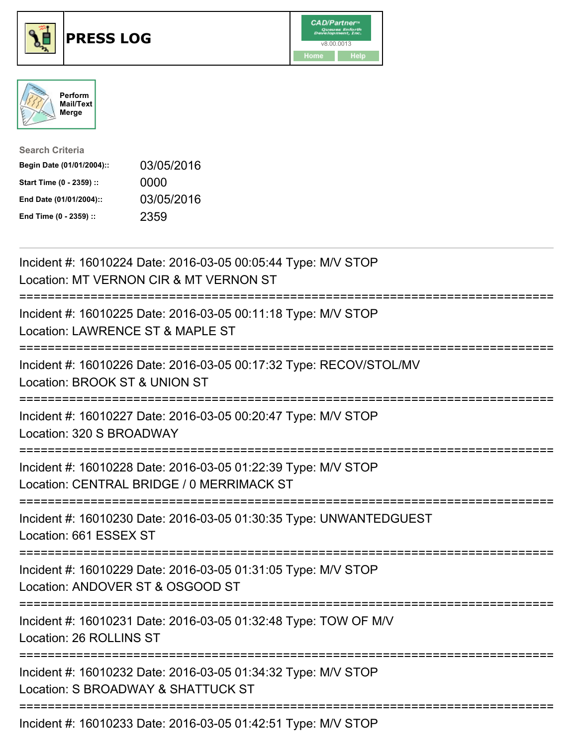# PRESS LOG

CAD/Partner™ Queues Enforth Development, Inc. v8.00.0013

Home | Help

Perform Mail/Text Merge

**Search Criteria**

| | |
|---|---|
| **Begin Date (01/01/2004)::** | 03/05/2016 |
| **Start Time (0 - 2359) ::** | 0000 |
| **End Date (01/01/2004)::** | 03/05/2016 |
| **End Time (0 - 2359) ::** | 2359 |

---

Incident #: 16010224 Date: 2016-03-05 00:05:44 Type: M/V STOP
Location: MT VERNON CIR & MT VERNON ST

===========================================================================

Incident #: 16010225 Date: 2016-03-05 00:11:18 Type: M/V STOP
Location: LAWRENCE ST & MAPLE ST

===========================================================================

Incident #: 16010226 Date: 2016-03-05 00:17:32 Type: RECOV/STOL/MV
Location: BROOK ST & UNION ST

===========================================================================

Incident #: 16010227 Date: 2016-03-05 00:20:47 Type: M/V STOP
Location: 320 S BROADWAY

===========================================================================

Incident #: 16010228 Date: 2016-03-05 01:22:39 Type: M/V STOP
Location: CENTRAL BRIDGE / 0 MERRIMACK ST

===========================================================================

Incident #: 16010230 Date: 2016-03-05 01:30:35 Type: UNWANTEDGUEST
Location: 661 ESSEX ST

===========================================================================

Incident #: 16010229 Date: 2016-03-05 01:31:05 Type: M/V STOP
Location: ANDOVER ST & OSGOOD ST

===========================================================================

Incident #: 16010231 Date: 2016-03-05 01:32:48 Type: TOW OF M/V
Location: 26 ROLLINS ST

===========================================================================

Incident #: 16010232 Date: 2016-03-05 01:34:32 Type: M/V STOP
Location: S BROADWAY & SHATTUCK ST

===========================================================================

Incident #: 16010233 Date: 2016-03-05 01:42:51 Type: M/V STOP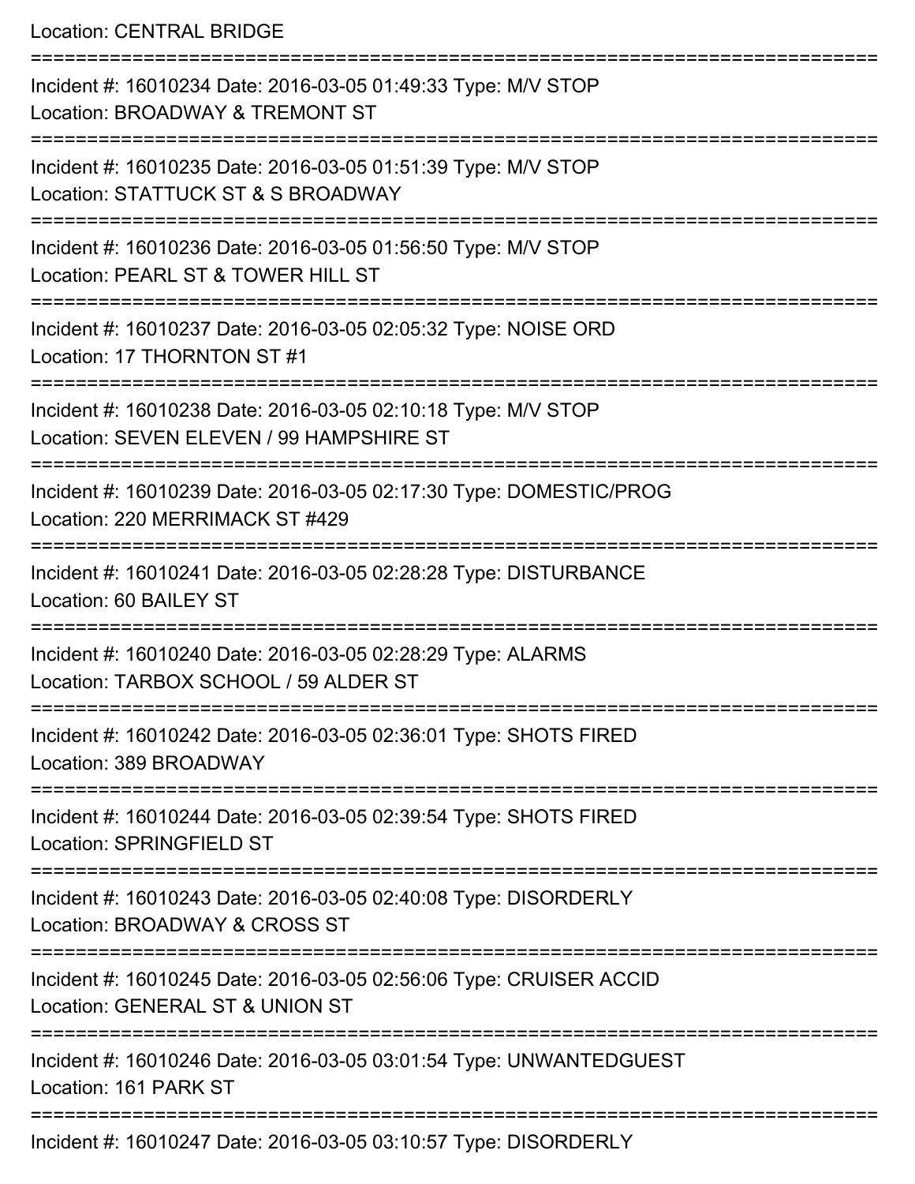Location: CENTRAL BRIDGE

===========================================================================

Incident #: 16010234 Date: 2016-03-05 01:49:33 Type: M/V STOP
Location: BROADWAY & TREMONT ST

===========================================================================

Incident #: 16010235 Date: 2016-03-05 01:51:39 Type: M/V STOP
Location: STATTUCK ST & S BROADWAY

===========================================================================

Incident #: 16010236 Date: 2016-03-05 01:56:50 Type: M/V STOP
Location: PEARL ST & TOWER HILL ST

===========================================================================

Incident #: 16010237 Date: 2016-03-05 02:05:32 Type: NOISE ORD
Location: 17 THORNTON ST #1

===========================================================================

Incident #: 16010238 Date: 2016-03-05 02:10:18 Type: M/V STOP
Location: SEVEN ELEVEN / 99 HAMPSHIRE ST

===========================================================================

Incident #: 16010239 Date: 2016-03-05 02:17:30 Type: DOMESTIC/PROG
Location: 220 MERRIMACK ST #429

===========================================================================

Incident #: 16010241 Date: 2016-03-05 02:28:28 Type: DISTURBANCE
Location: 60 BAILEY ST

===========================================================================

Incident #: 16010240 Date: 2016-03-05 02:28:29 Type: ALARMS
Location: TARBOX SCHOOL / 59 ALDER ST

===========================================================================

Incident #: 16010242 Date: 2016-03-05 02:36:01 Type: SHOTS FIRED
Location: 389 BROADWAY

===========================================================================

Incident #: 16010244 Date: 2016-03-05 02:39:54 Type: SHOTS FIRED
Location: SPRINGFIELD ST

===========================================================================

Incident #: 16010243 Date: 2016-03-05 02:40:08 Type: DISORDERLY
Location: BROADWAY & CROSS ST

===========================================================================

Incident #: 16010245 Date: 2016-03-05 02:56:06 Type: CRUISER ACCID
Location: GENERAL ST & UNION ST

===========================================================================

Incident #: 16010246 Date: 2016-03-05 03:01:54 Type: UNWANTEDGUEST
Location: 161 PARK ST

===========================================================================

Incident #: 16010247 Date: 2016-03-05 03:10:57 Type: DISORDERLY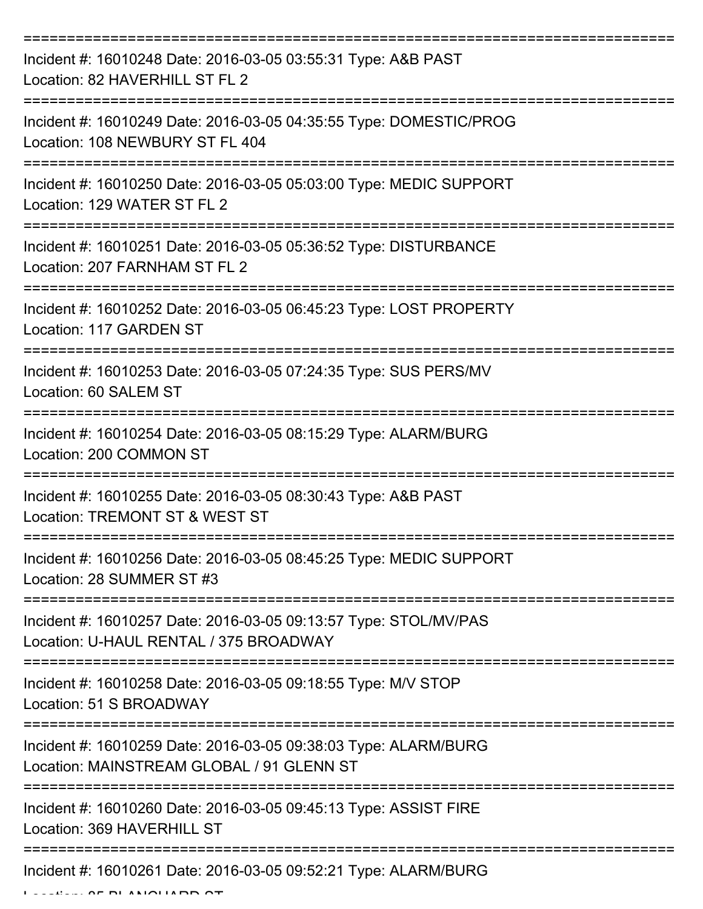===========================================================================

Incident #: 16010248 Date: 2016-03-05 03:55:31 Type: A&B PAST
Location: 82 HAVERHILL ST FL 2

===========================================================================

Incident #: 16010249 Date: 2016-03-05 04:35:55 Type: DOMESTIC/PROG
Location: 108 NEWBURY ST FL 404

===========================================================================

Incident #: 16010250 Date: 2016-03-05 05:03:00 Type: MEDIC SUPPORT
Location: 129 WATER ST FL 2

===========================================================================

Incident #: 16010251 Date: 2016-03-05 05:36:52 Type: DISTURBANCE
Location: 207 FARNHAM ST FL 2

===========================================================================

Incident #: 16010252 Date: 2016-03-05 06:45:23 Type: LOST PROPERTY
Location: 117 GARDEN ST

===========================================================================

Incident #: 16010253 Date: 2016-03-05 07:24:35 Type: SUS PERS/MV
Location: 60 SALEM ST

===========================================================================

Incident #: 16010254 Date: 2016-03-05 08:15:29 Type: ALARM/BURG
Location: 200 COMMON ST

===========================================================================

Incident #: 16010255 Date: 2016-03-05 08:30:43 Type: A&B PAST
Location: TREMONT ST & WEST ST

===========================================================================

Incident #: 16010256 Date: 2016-03-05 08:45:25 Type: MEDIC SUPPORT
Location: 28 SUMMER ST #3

===========================================================================

Incident #: 16010257 Date: 2016-03-05 09:13:57 Type: STOL/MV/PAS
Location: U-HAUL RENTAL / 375 BROADWAY

===========================================================================

Incident #: 16010258 Date: 2016-03-05 09:18:55 Type: M/V STOP
Location: 51 S BROADWAY

===========================================================================

Incident #: 16010259 Date: 2016-03-05 09:38:03 Type: ALARM/BURG
Location: MAINSTREAM GLOBAL / 91 GLENN ST

===========================================================================

Incident #: 16010260 Date: 2016-03-05 09:45:13 Type: ASSIST FIRE
Location: 369 HAVERHILL ST

===========================================================================

Incident #: 16010261 Date: 2016-03-05 09:52:21 Type: ALARM/BURG
Location: 85 BLANCHARD ST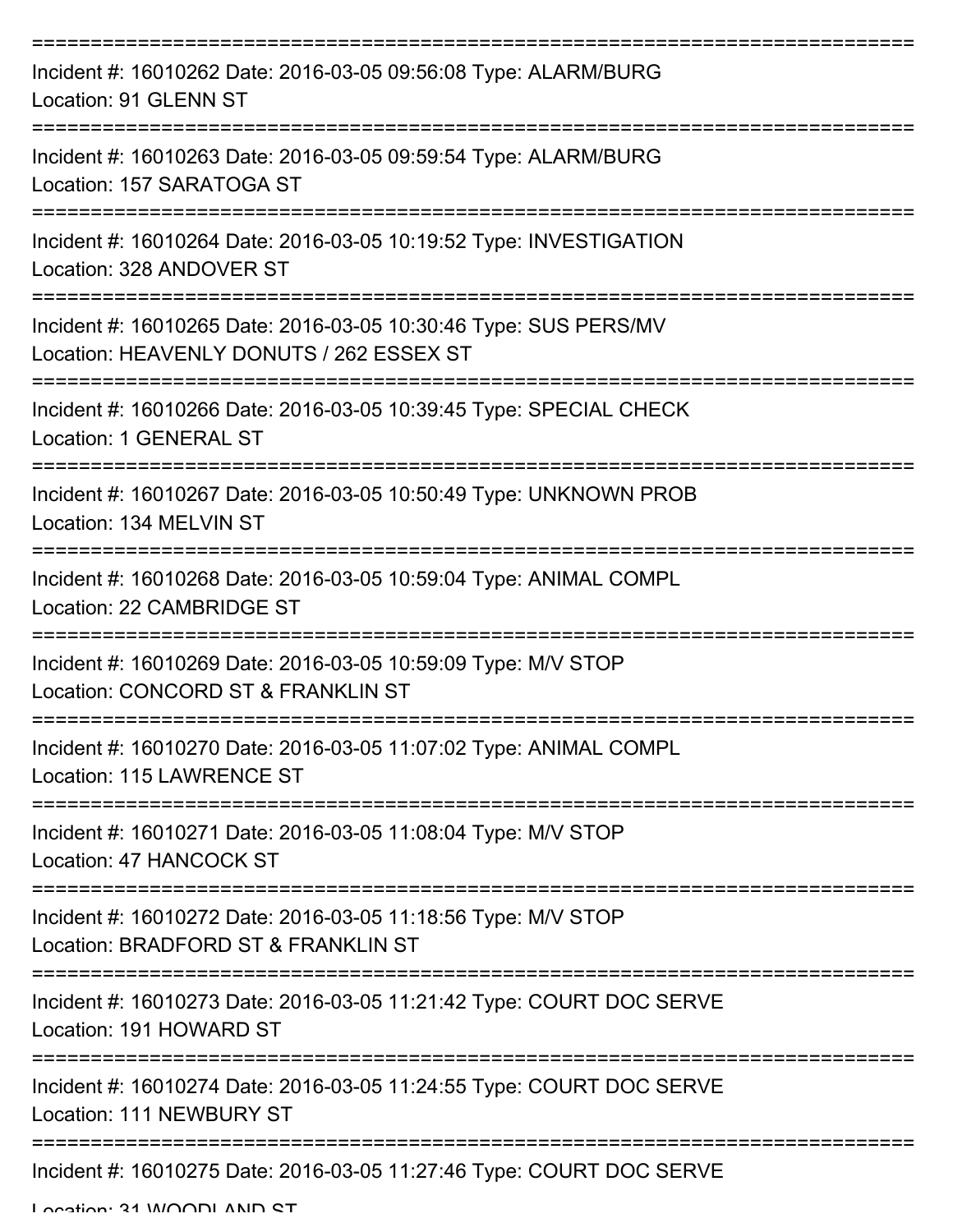===========================================================================

Incident #: 16010262 Date: 2016-03-05 09:56:08 Type: ALARM/BURG
Location: 91 GLENN ST

===========================================================================

Incident #: 16010263 Date: 2016-03-05 09:59:54 Type: ALARM/BURG
Location: 157 SARATOGA ST

===========================================================================

Incident #: 16010264 Date: 2016-03-05 10:19:52 Type: INVESTIGATION
Location: 328 ANDOVER ST

===========================================================================

Incident #: 16010265 Date: 2016-03-05 10:30:46 Type: SUS PERS/MV
Location: HEAVENLY DONUTS / 262 ESSEX ST

===========================================================================

Incident #: 16010266 Date: 2016-03-05 10:39:45 Type: SPECIAL CHECK
Location: 1 GENERAL ST

===========================================================================

Incident #: 16010267 Date: 2016-03-05 10:50:49 Type: UNKNOWN PROB
Location: 134 MELVIN ST

===========================================================================

Incident #: 16010268 Date: 2016-03-05 10:59:04 Type: ANIMAL COMPL
Location: 22 CAMBRIDGE ST

===========================================================================

Incident #: 16010269 Date: 2016-03-05 10:59:09 Type: M/V STOP
Location: CONCORD ST & FRANKLIN ST

===========================================================================

Incident #: 16010270 Date: 2016-03-05 11:07:02 Type: ANIMAL COMPL
Location: 115 LAWRENCE ST

===========================================================================

Incident #: 16010271 Date: 2016-03-05 11:08:04 Type: M/V STOP
Location: 47 HANCOCK ST

===========================================================================

Incident #: 16010272 Date: 2016-03-05 11:18:56 Type: M/V STOP
Location: BRADFORD ST & FRANKLIN ST

===========================================================================

Incident #: 16010273 Date: 2016-03-05 11:21:42 Type: COURT DOC SERVE
Location: 191 HOWARD ST

===========================================================================

Incident #: 16010274 Date: 2016-03-05 11:24:55 Type: COURT DOC SERVE
Location: 111 NEWBURY ST

===========================================================================

Incident #: 16010275 Date: 2016-03-05 11:27:46 Type: COURT DOC SERVE
Location: 31 WOODLAND ST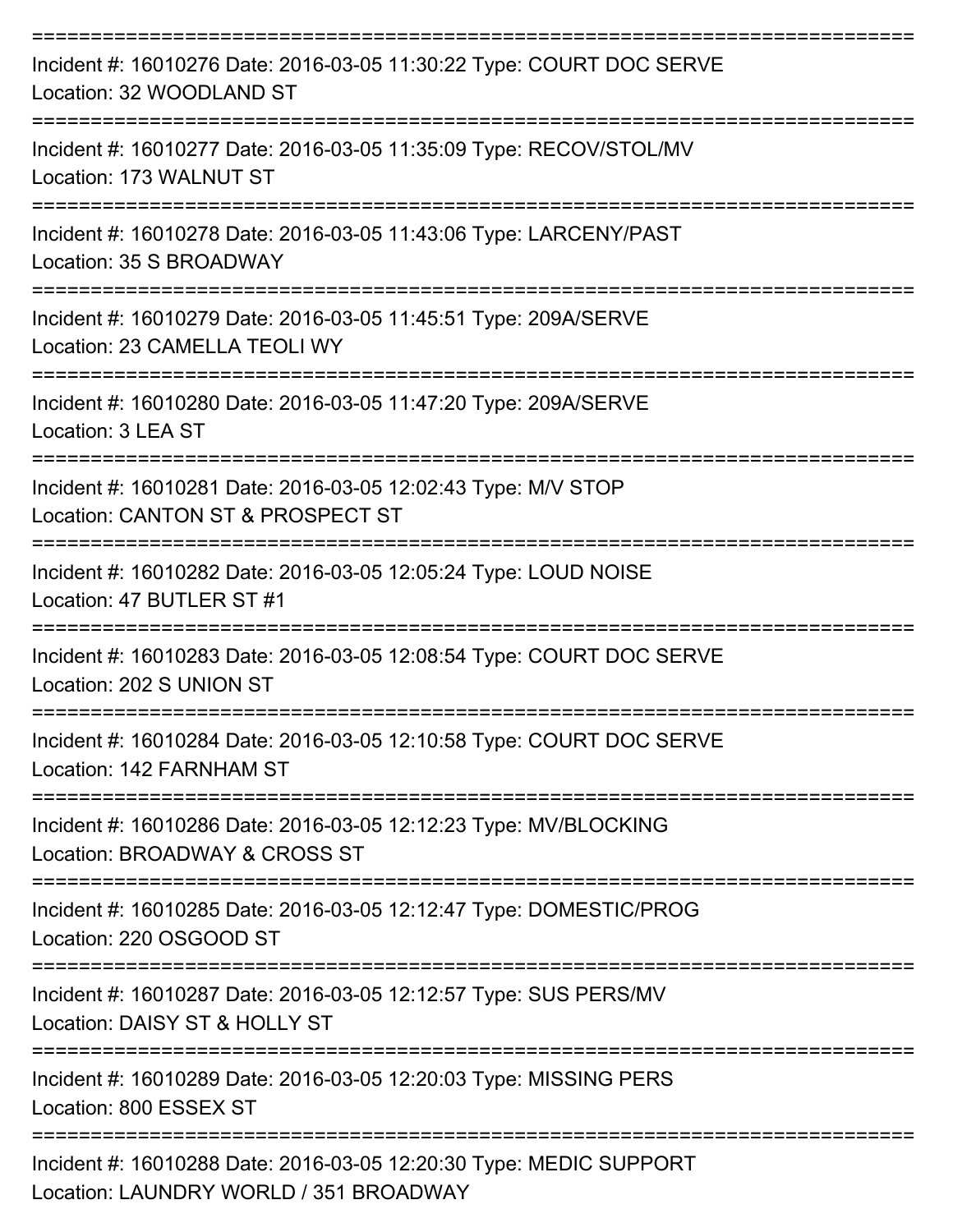===========================================================================

Incident #: 16010276 Date: 2016-03-05 11:30:22 Type: COURT DOC SERVE
Location: 32 WOODLAND ST

===========================================================================

Incident #: 16010277 Date: 2016-03-05 11:35:09 Type: RECOV/STOL/MV
Location: 173 WALNUT ST

===========================================================================

Incident #: 16010278 Date: 2016-03-05 11:43:06 Type: LARCENY/PAST
Location: 35 S BROADWAY

===========================================================================

Incident #: 16010279 Date: 2016-03-05 11:45:51 Type: 209A/SERVE
Location: 23 CAMELLA TEOLI WY

===========================================================================

Incident #: 16010280 Date: 2016-03-05 11:47:20 Type: 209A/SERVE
Location: 3 LEA ST

===========================================================================

Incident #: 16010281 Date: 2016-03-05 12:02:43 Type: M/V STOP
Location: CANTON ST & PROSPECT ST

===========================================================================

Incident #: 16010282 Date: 2016-03-05 12:05:24 Type: LOUD NOISE
Location: 47 BUTLER ST #1

===========================================================================

Incident #: 16010283 Date: 2016-03-05 12:08:54 Type: COURT DOC SERVE
Location: 202 S UNION ST

===========================================================================

Incident #: 16010284 Date: 2016-03-05 12:10:58 Type: COURT DOC SERVE
Location: 142 FARNHAM ST

===========================================================================

Incident #: 16010286 Date: 2016-03-05 12:12:23 Type: MV/BLOCKING
Location: BROADWAY & CROSS ST

===========================================================================

Incident #: 16010285 Date: 2016-03-05 12:12:47 Type: DOMESTIC/PROG
Location: 220 OSGOOD ST

===========================================================================

Incident #: 16010287 Date: 2016-03-05 12:12:57 Type: SUS PERS/MV
Location: DAISY ST & HOLLY ST

===========================================================================

Incident #: 16010289 Date: 2016-03-05 12:20:03 Type: MISSING PERS
Location: 800 ESSEX ST

===========================================================================

Incident #: 16010288 Date: 2016-03-05 12:20:30 Type: MEDIC SUPPORT
Location: LAUNDRY WORLD / 351 BROADWAY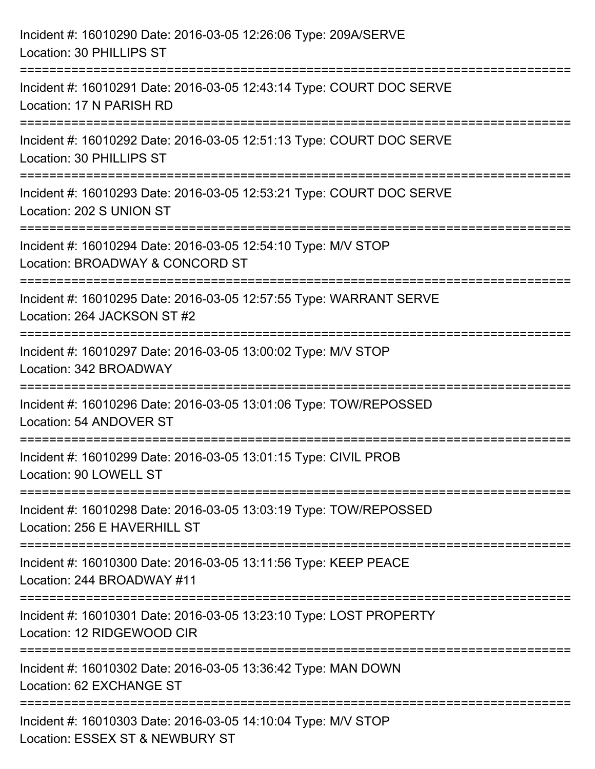Incident #: 16010290 Date: 2016-03-05 12:26:06 Type: 209A/SERVE
Location: 30 PHILLIPS ST

===========================================================================

Incident #: 16010291 Date: 2016-03-05 12:43:14 Type: COURT DOC SERVE
Location: 17 N PARISH RD

===========================================================================

Incident #: 16010292 Date: 2016-03-05 12:51:13 Type: COURT DOC SERVE
Location: 30 PHILLIPS ST

===========================================================================

Incident #: 16010293 Date: 2016-03-05 12:53:21 Type: COURT DOC SERVE
Location: 202 S UNION ST

===========================================================================

Incident #: 16010294 Date: 2016-03-05 12:54:10 Type: M/V STOP
Location: BROADWAY & CONCORD ST

===========================================================================

Incident #: 16010295 Date: 2016-03-05 12:57:55 Type: WARRANT SERVE
Location: 264 JACKSON ST #2

===========================================================================

Incident #: 16010297 Date: 2016-03-05 13:00:02 Type: M/V STOP
Location: 342 BROADWAY

===========================================================================

Incident #: 16010296 Date: 2016-03-05 13:01:06 Type: TOW/REPOSSED
Location: 54 ANDOVER ST

===========================================================================

Incident #: 16010299 Date: 2016-03-05 13:01:15 Type: CIVIL PROB
Location: 90 LOWELL ST

===========================================================================

Incident #: 16010298 Date: 2016-03-05 13:03:19 Type: TOW/REPOSSED
Location: 256 E HAVERHILL ST

===========================================================================

Incident #: 16010300 Date: 2016-03-05 13:11:56 Type: KEEP PEACE
Location: 244 BROADWAY #11

===========================================================================

Incident #: 16010301 Date: 2016-03-05 13:23:10 Type: LOST PROPERTY
Location: 12 RIDGEWOOD CIR

===========================================================================

Incident #: 16010302 Date: 2016-03-05 13:36:42 Type: MAN DOWN
Location: 62 EXCHANGE ST

===========================================================================

Incident #: 16010303 Date: 2016-03-05 14:10:04 Type: M/V STOP
Location: ESSEX ST & NEWBURY ST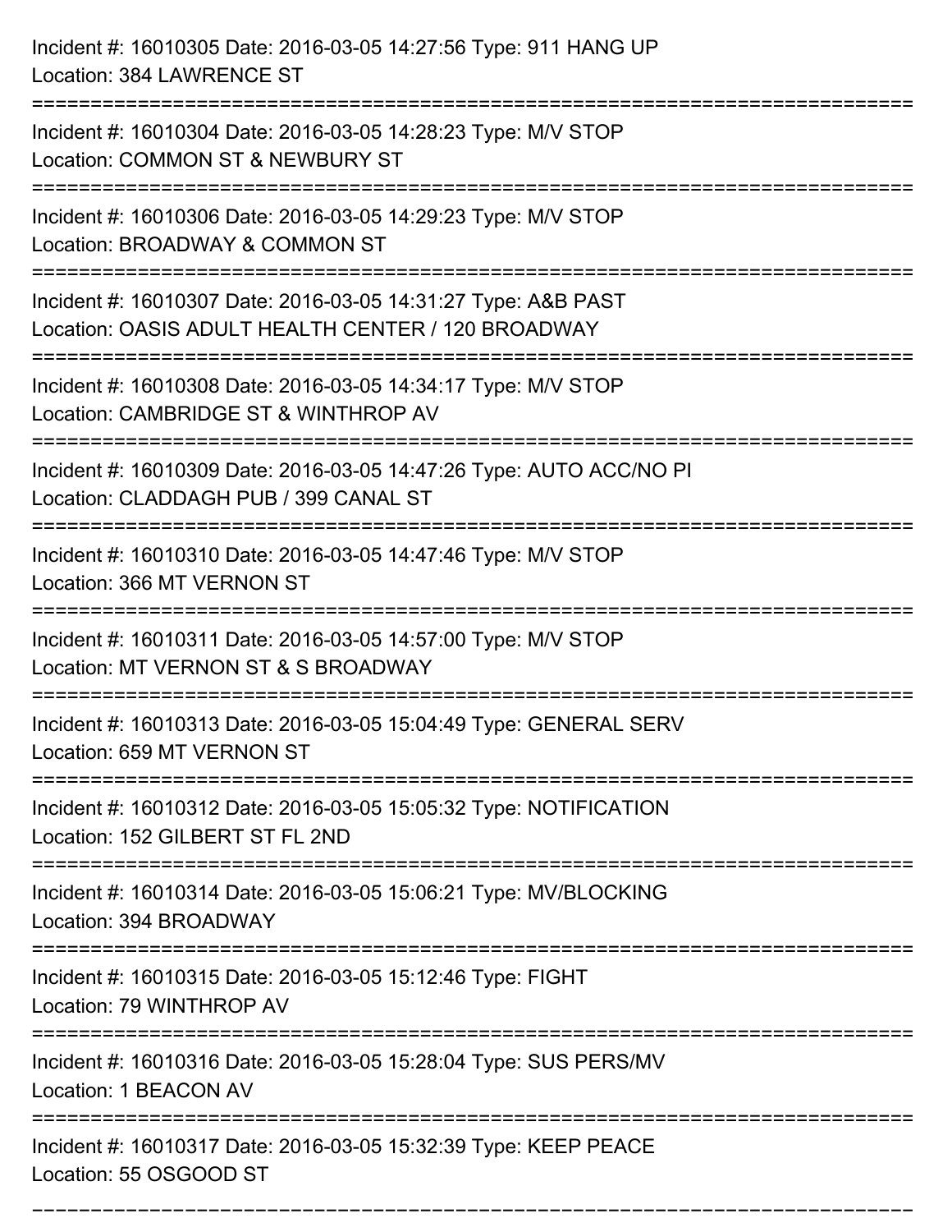Incident #: 16010305 Date: 2016-03-05 14:27:56 Type: 911 HANG UP
Location: 384 LAWRENCE ST

===========================================================================

Incident #: 16010304 Date: 2016-03-05 14:28:23 Type: M/V STOP
Location: COMMON ST & NEWBURY ST

===========================================================================

Incident #: 16010306 Date: 2016-03-05 14:29:23 Type: M/V STOP
Location: BROADWAY & COMMON ST

===========================================================================

Incident #: 16010307 Date: 2016-03-05 14:31:27 Type: A&B PAST
Location: OASIS ADULT HEALTH CENTER / 120 BROADWAY

===========================================================================

Incident #: 16010308 Date: 2016-03-05 14:34:17 Type: M/V STOP
Location: CAMBRIDGE ST & WINTHROP AV

===========================================================================

Incident #: 16010309 Date: 2016-03-05 14:47:26 Type: AUTO ACC/NO PI
Location: CLADDAGH PUB / 399 CANAL ST

===========================================================================

Incident #: 16010310 Date: 2016-03-05 14:47:46 Type: M/V STOP
Location: 366 MT VERNON ST

===========================================================================

Incident #: 16010311 Date: 2016-03-05 14:57:00 Type: M/V STOP
Location: MT VERNON ST & S BROADWAY

===========================================================================

Incident #: 16010313 Date: 2016-03-05 15:04:49 Type: GENERAL SERV
Location: 659 MT VERNON ST

===========================================================================

Incident #: 16010312 Date: 2016-03-05 15:05:32 Type: NOTIFICATION
Location: 152 GILBERT ST FL 2ND

===========================================================================

Incident #: 16010314 Date: 2016-03-05 15:06:21 Type: MV/BLOCKING
Location: 394 BROADWAY

===========================================================================

Incident #: 16010315 Date: 2016-03-05 15:12:46 Type: FIGHT
Location: 79 WINTHROP AV

===========================================================================

Incident #: 16010316 Date: 2016-03-05 15:28:04 Type: SUS PERS/MV
Location: 1 BEACON AV

===========================================================================

Incident #: 16010317 Date: 2016-03-05 15:32:39 Type: KEEP PEACE
Location: 55 OSGOOD ST

===========================================================================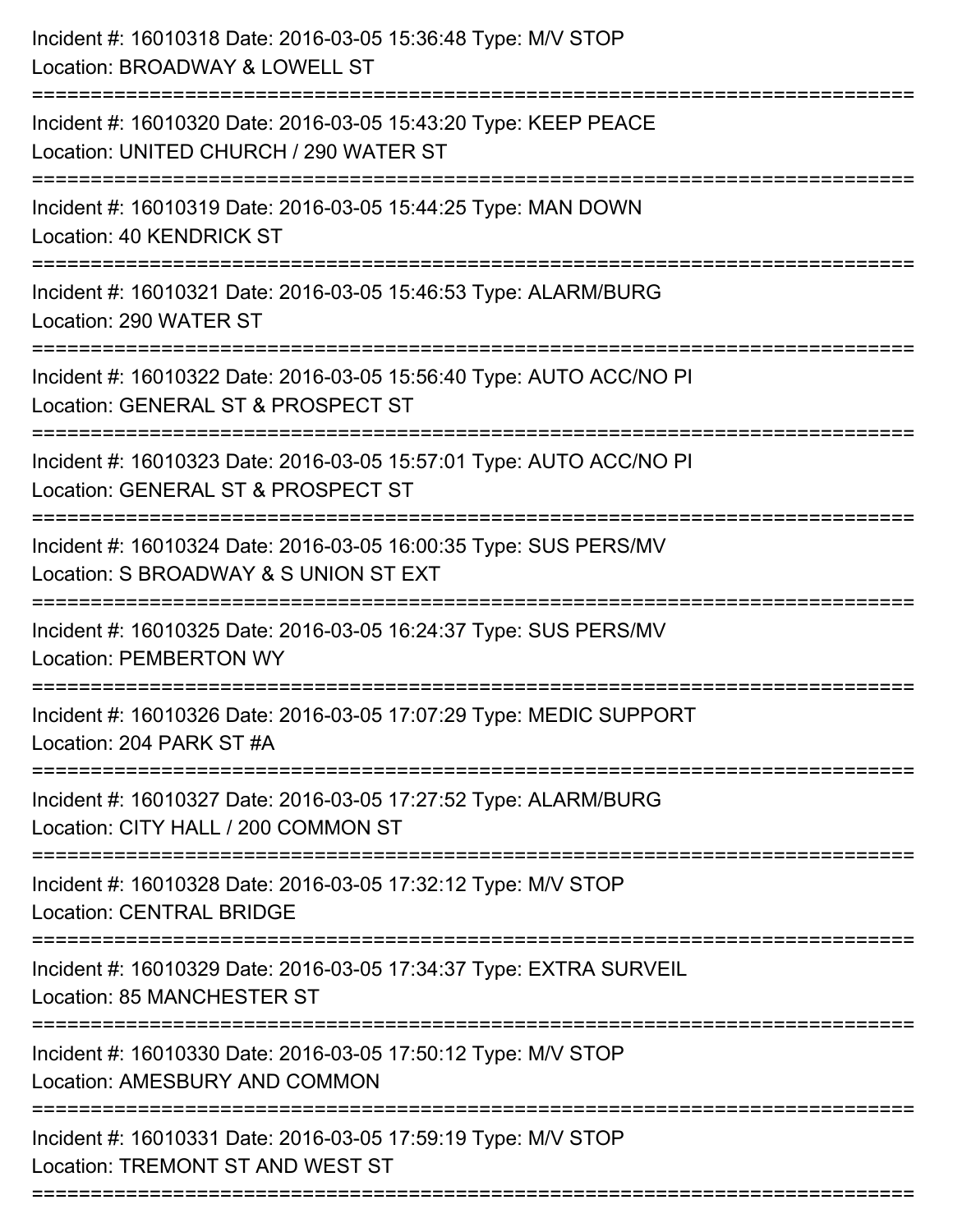Incident #: 16010318 Date: 2016-03-05 15:36:48 Type: M/V STOP
Location: BROADWAY & LOWELL ST

===========================================================================

Incident #: 16010320 Date: 2016-03-05 15:43:20 Type: KEEP PEACE
Location: UNITED CHURCH / 290 WATER ST

===========================================================================

Incident #: 16010319 Date: 2016-03-05 15:44:25 Type: MAN DOWN
Location: 40 KENDRICK ST

===========================================================================

Incident #: 16010321 Date: 2016-03-05 15:46:53 Type: ALARM/BURG
Location: 290 WATER ST

===========================================================================

Incident #: 16010322 Date: 2016-03-05 15:56:40 Type: AUTO ACC/NO PI
Location: GENERAL ST & PROSPECT ST

===========================================================================

Incident #: 16010323 Date: 2016-03-05 15:57:01 Type: AUTO ACC/NO PI
Location: GENERAL ST & PROSPECT ST

===========================================================================

Incident #: 16010324 Date: 2016-03-05 16:00:35 Type: SUS PERS/MV
Location: S BROADWAY & S UNION ST EXT

===========================================================================

Incident #: 16010325 Date: 2016-03-05 16:24:37 Type: SUS PERS/MV
Location: PEMBERTON WY

===========================================================================

Incident #: 16010326 Date: 2016-03-05 17:07:29 Type: MEDIC SUPPORT
Location: 204 PARK ST #A

===========================================================================

Incident #: 16010327 Date: 2016-03-05 17:27:52 Type: ALARM/BURG
Location: CITY HALL / 200 COMMON ST

===========================================================================

Incident #: 16010328 Date: 2016-03-05 17:32:12 Type: M/V STOP
Location: CENTRAL BRIDGE

===========================================================================

Incident #: 16010329 Date: 2016-03-05 17:34:37 Type: EXTRA SURVEIL
Location: 85 MANCHESTER ST

===========================================================================

Incident #: 16010330 Date: 2016-03-05 17:50:12 Type: M/V STOP
Location: AMESBURY AND COMMON

===========================================================================

Incident #: 16010331 Date: 2016-03-05 17:59:19 Type: M/V STOP
Location: TREMONT ST AND WEST ST

===========================================================================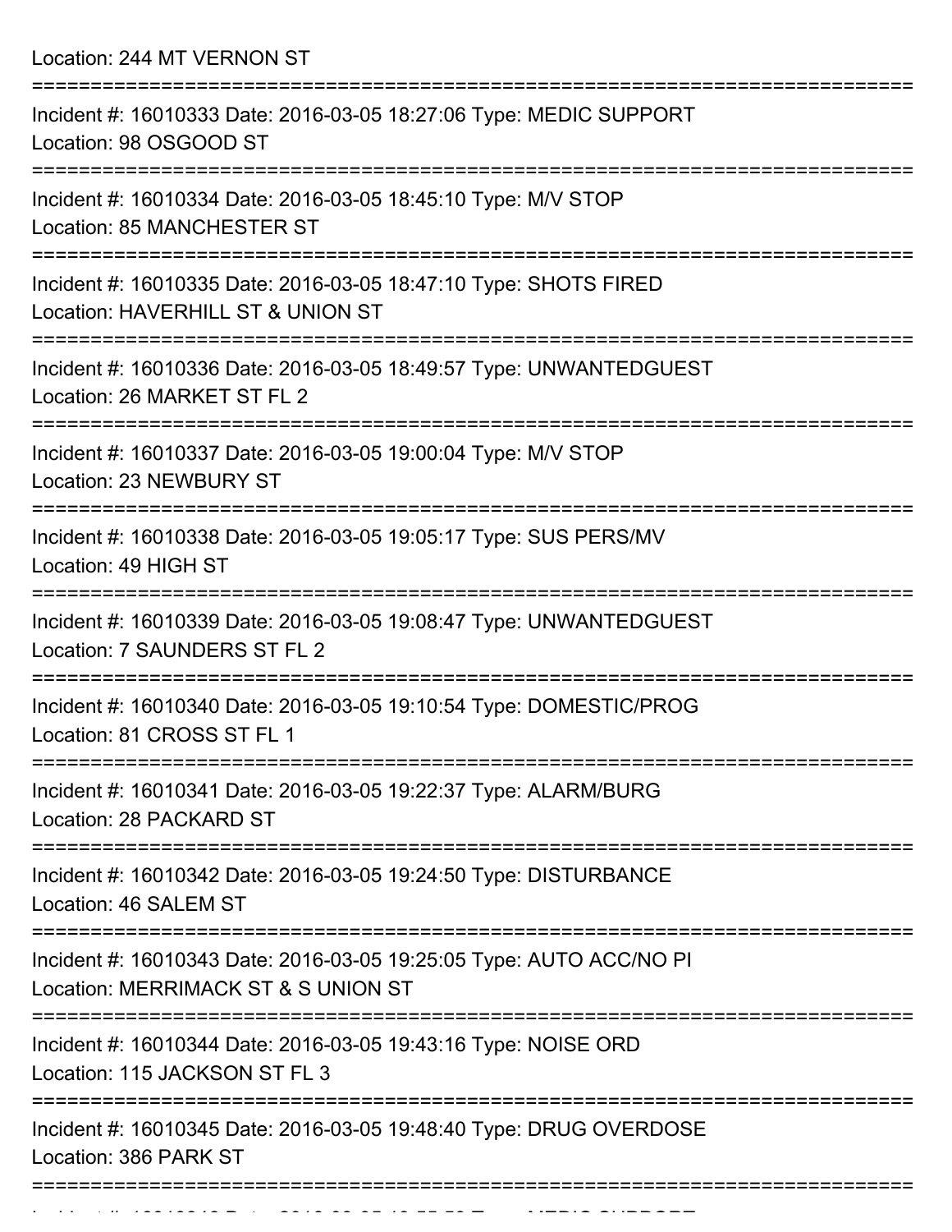Location: 244 MT VERNON ST

===========================================================================

Incident #: 16010333 Date: 2016-03-05 18:27:06 Type: MEDIC SUPPORT
Location: 98 OSGOOD ST

===========================================================================

Incident #: 16010334 Date: 2016-03-05 18:45:10 Type: M/V STOP
Location: 85 MANCHESTER ST

===========================================================================

Incident #: 16010335 Date: 2016-03-05 18:47:10 Type: SHOTS FIRED
Location: HAVERHILL ST & UNION ST

===========================================================================

Incident #: 16010336 Date: 2016-03-05 18:49:57 Type: UNWANTEDGUEST
Location: 26 MARKET ST FL 2

===========================================================================

Incident #: 16010337 Date: 2016-03-05 19:00:04 Type: M/V STOP
Location: 23 NEWBURY ST

===========================================================================

Incident #: 16010338 Date: 2016-03-05 19:05:17 Type: SUS PERS/MV
Location: 49 HIGH ST

===========================================================================

Incident #: 16010339 Date: 2016-03-05 19:08:47 Type: UNWANTEDGUEST
Location: 7 SAUNDERS ST FL 2

===========================================================================

Incident #: 16010340 Date: 2016-03-05 19:10:54 Type: DOMESTIC/PROG
Location: 81 CROSS ST FL 1

===========================================================================

Incident #: 16010341 Date: 2016-03-05 19:22:37 Type: ALARM/BURG
Location: 28 PACKARD ST

===========================================================================

Incident #: 16010342 Date: 2016-03-05 19:24:50 Type: DISTURBANCE
Location: 46 SALEM ST

===========================================================================

Incident #: 16010343 Date: 2016-03-05 19:25:05 Type: AUTO ACC/NO PI
Location: MERRIMACK ST & S UNION ST

===========================================================================

Incident #: 16010344 Date: 2016-03-05 19:43:16 Type: NOISE ORD
Location: 115 JACKSON ST FL 3

===========================================================================

Incident #: 16010345 Date: 2016-03-05 19:48:40 Type: DRUG OVERDOSE
Location: 386 PARK ST

===========================================================================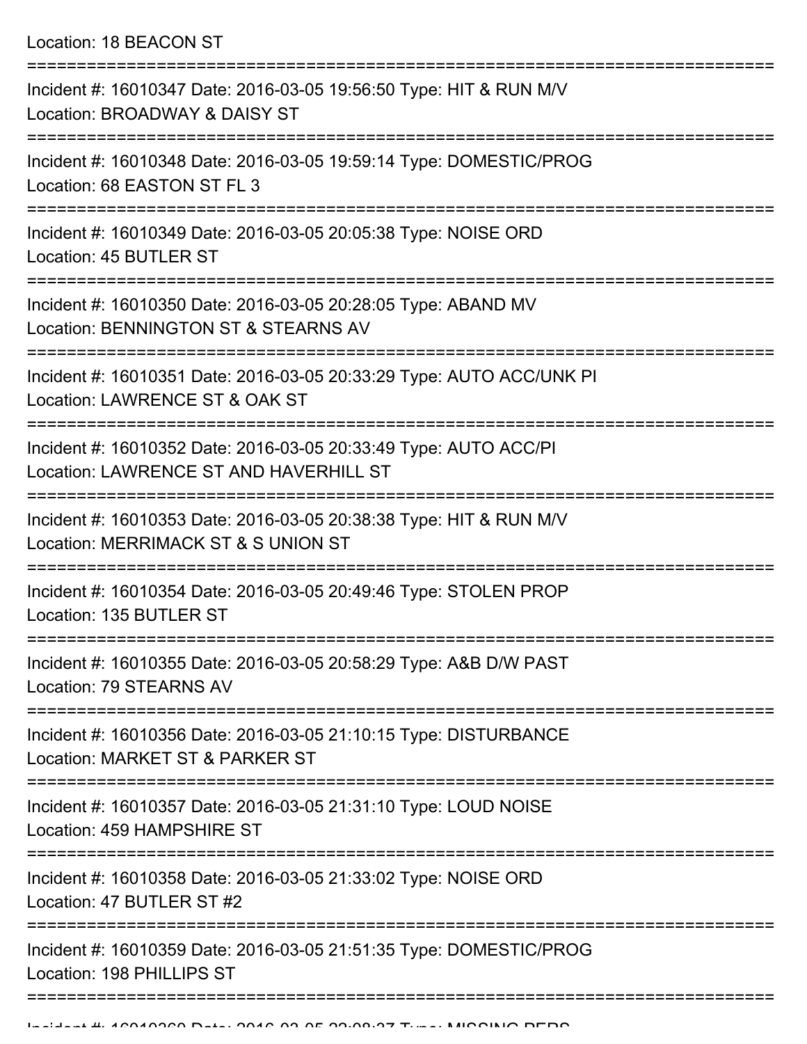Location: 18 BEACON ST

===========================================================================

Incident #: 16010347 Date: 2016-03-05 19:56:50 Type: HIT & RUN M/V
Location: BROADWAY & DAISY ST

===========================================================================

Incident #: 16010348 Date: 2016-03-05 19:59:14 Type: DOMESTIC/PROG
Location: 68 EASTON ST FL 3

===========================================================================

Incident #: 16010349 Date: 2016-03-05 20:05:38 Type: NOISE ORD
Location: 45 BUTLER ST

===========================================================================

Incident #: 16010350 Date: 2016-03-05 20:28:05 Type: ABAND MV
Location: BENNINGTON ST & STEARNS AV

===========================================================================

Incident #: 16010351 Date: 2016-03-05 20:33:29 Type: AUTO ACC/UNK PI
Location: LAWRENCE ST & OAK ST

===========================================================================

Incident #: 16010352 Date: 2016-03-05 20:33:49 Type: AUTO ACC/PI
Location: LAWRENCE ST AND HAVERHILL ST

===========================================================================

Incident #: 16010353 Date: 2016-03-05 20:38:38 Type: HIT & RUN M/V
Location: MERRIMACK ST & S UNION ST

===========================================================================

Incident #: 16010354 Date: 2016-03-05 20:49:46 Type: STOLEN PROP
Location: 135 BUTLER ST

===========================================================================

Incident #: 16010355 Date: 2016-03-05 20:58:29 Type: A&B D/W PAST
Location: 79 STEARNS AV

===========================================================================

Incident #: 16010356 Date: 2016-03-05 21:10:15 Type: DISTURBANCE
Location: MARKET ST & PARKER ST

===========================================================================

Incident #: 16010357 Date: 2016-03-05 21:31:10 Type: LOUD NOISE
Location: 459 HAMPSHIRE ST

===========================================================================

Incident #: 16010358 Date: 2016-03-05 21:33:02 Type: NOISE ORD
Location: 47 BUTLER ST #2

===========================================================================

Incident #: 16010359 Date: 2016-03-05 21:51:35 Type: DOMESTIC/PROG
Location: 198 PHILLIPS ST

===========================================================================

Incident #: 16010360 Date: 2016-03-05 22:08:37 Type: MISSING PERS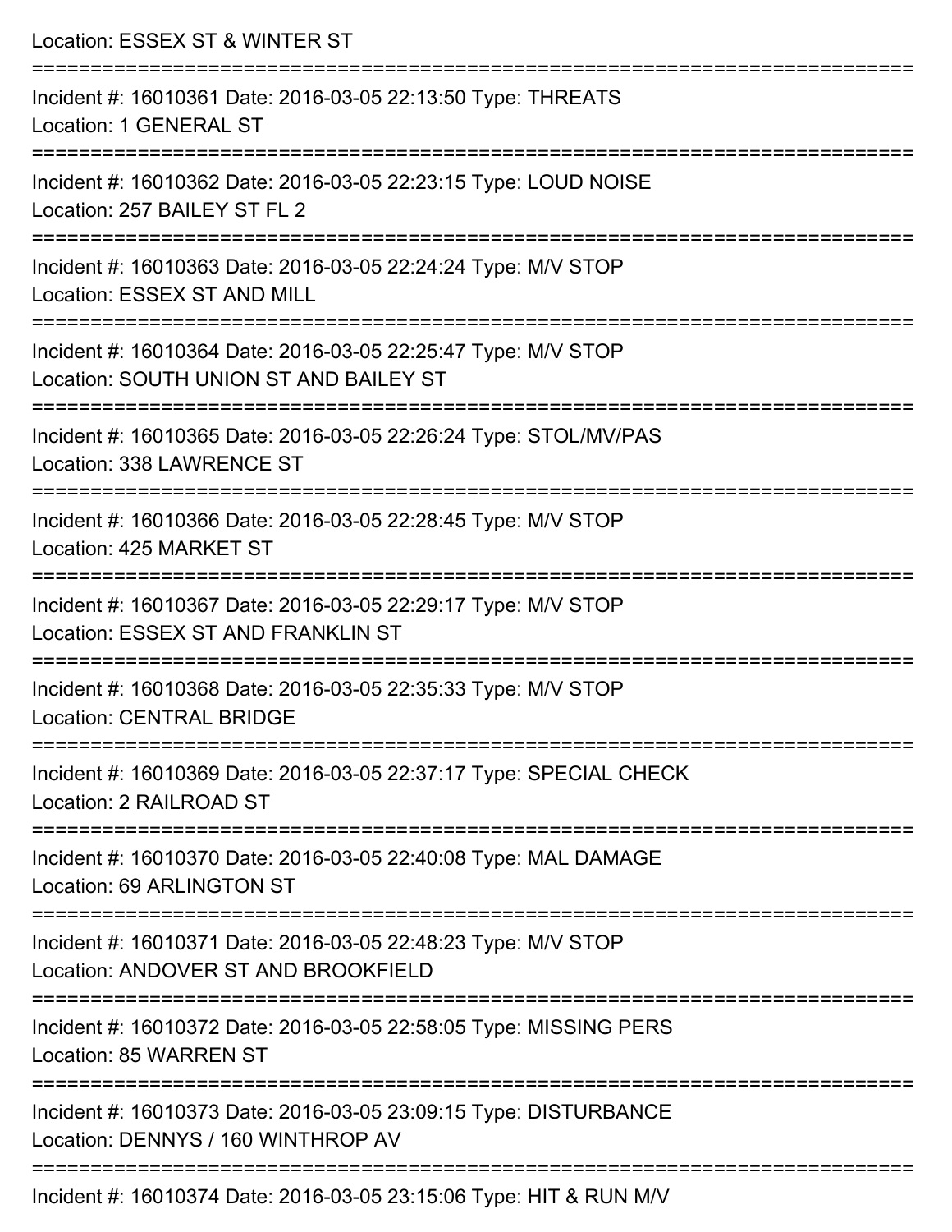Location: ESSEX ST & WINTER ST

===========================================================================

Incident #: 16010361 Date: 2016-03-05 22:13:50 Type: THREATS
Location: 1 GENERAL ST

===========================================================================

Incident #: 16010362 Date: 2016-03-05 22:23:15 Type: LOUD NOISE
Location: 257 BAILEY ST FL 2

===========================================================================

Incident #: 16010363 Date: 2016-03-05 22:24:24 Type: M/V STOP
Location: ESSEX ST AND MILL

===========================================================================

Incident #: 16010364 Date: 2016-03-05 22:25:47 Type: M/V STOP
Location: SOUTH UNION ST AND BAILEY ST

===========================================================================

Incident #: 16010365 Date: 2016-03-05 22:26:24 Type: STOL/MV/PAS
Location: 338 LAWRENCE ST

===========================================================================

Incident #: 16010366 Date: 2016-03-05 22:28:45 Type: M/V STOP
Location: 425 MARKET ST

===========================================================================

Incident #: 16010367 Date: 2016-03-05 22:29:17 Type: M/V STOP
Location: ESSEX ST AND FRANKLIN ST

===========================================================================

Incident #: 16010368 Date: 2016-03-05 22:35:33 Type: M/V STOP
Location: CENTRAL BRIDGE

===========================================================================

Incident #: 16010369 Date: 2016-03-05 22:37:17 Type: SPECIAL CHECK
Location: 2 RAILROAD ST

===========================================================================

Incident #: 16010370 Date: 2016-03-05 22:40:08 Type: MAL DAMAGE
Location: 69 ARLINGTON ST

===========================================================================

Incident #: 16010371 Date: 2016-03-05 22:48:23 Type: M/V STOP
Location: ANDOVER ST AND BROOKFIELD

===========================================================================

Incident #: 16010372 Date: 2016-03-05 22:58:05 Type: MISSING PERS
Location: 85 WARREN ST

===========================================================================

Incident #: 16010373 Date: 2016-03-05 23:09:15 Type: DISTURBANCE
Location: DENNYS / 160 WINTHROP AV

===========================================================================

Incident #: 16010374 Date: 2016-03-05 23:15:06 Type: HIT & RUN M/V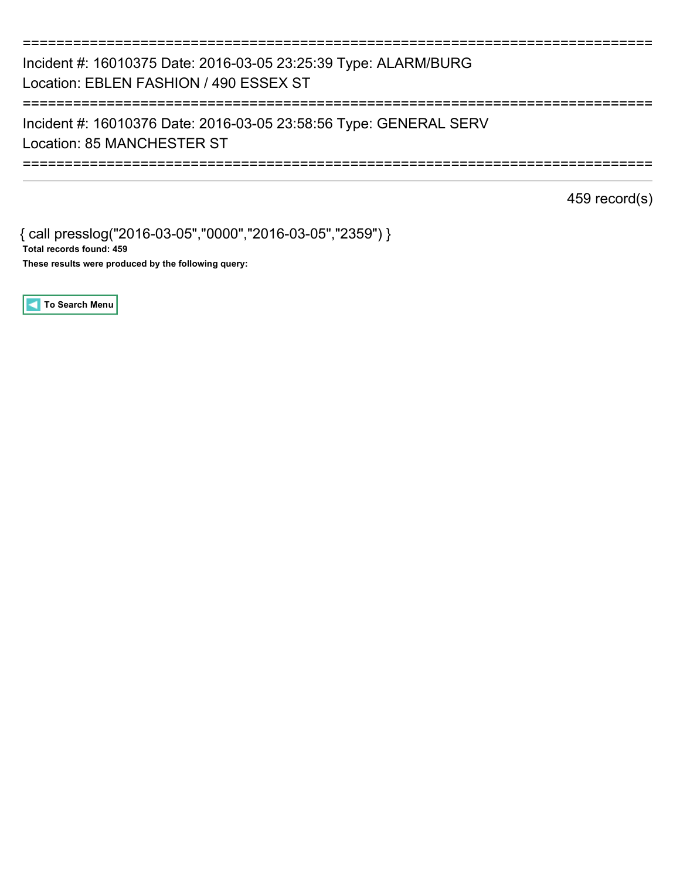===========================================================================

Incident #: 16010375 Date: 2016-03-05 23:25:39 Type: ALARM/BURG
Location: EBLEN FASHION / 490 ESSEX ST

===========================================================================

Incident #: 16010376 Date: 2016-03-05 23:58:56 Type: GENERAL SERV
Location: 85 MANCHESTER ST

===========================================================================

---

459 record(s)

{ call presslog("2016-03-05","0000","2016-03-05","2359") }

**Total records found: 459**

**These results were produced by the following query:**

**To Search Menu**